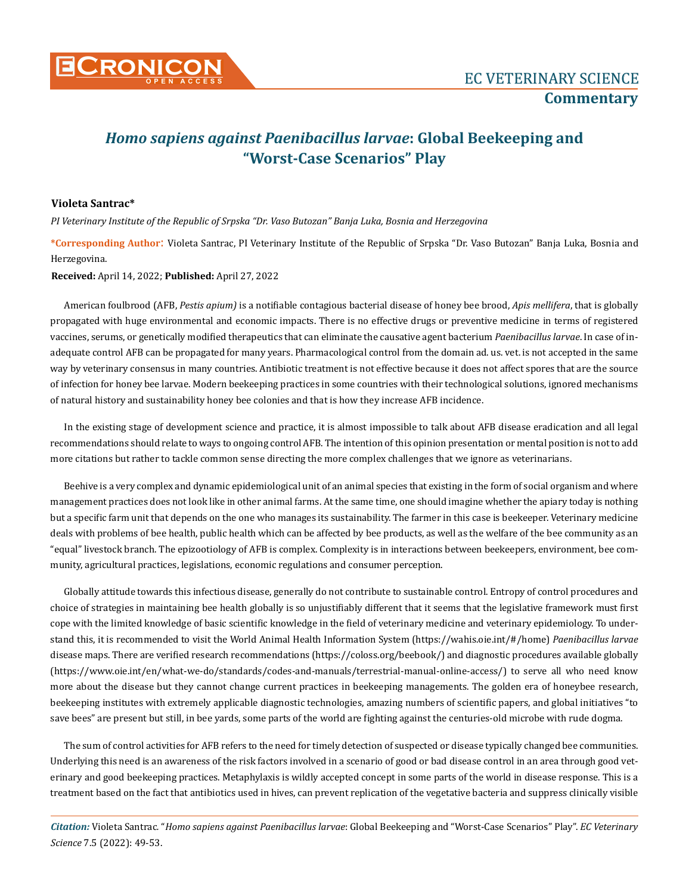EC VETERINARY SCIENCE

**Commentary**

# *Homo sapiens against Paenibacillus larvae*: Global Beekeeping and "Worst-Case Scenarios" Play

**Violeta Santrac***

*PI Veterinary Institute of the Republic of Srpska "Dr. Vaso Butozan" Banja Luka, Bosnia and Herzegovina*

**\*Corresponding Author**: Violeta Santrac, PI Veterinary Institute of the Republic of Srpska "Dr. Vaso Butozan" Banja Luka, Bosnia and Herzegovina.

**Received:** April 14, 2022; **Published:** April 27, 2022

American foulbrood (AFB, *Pestis apium)* is a notifiable contagious bacterial disease of honey bee brood, *Apis mellifera*, that is globally propagated with huge environmental and economic impacts. There is no effective drugs or preventive medicine in terms of registered vaccines, serums, or genetically modified therapeutics that can eliminate the causative agent bacterium *Paenibacillus larvae*. In case of inadequate control AFB can be propagated for many years. Pharmacological control from the domain ad. us. vet. is not accepted in the same way by veterinary consensus in many countries. Antibiotic treatment is not effective because it does not affect spores that are the source of infection for honey bee larvae. Modern beekeeping practices in some countries with their technological solutions, ignored mechanisms of natural history and sustainability honey bee colonies and that is how they increase AFB incidence.

In the existing stage of development science and practice, it is almost impossible to talk about AFB disease eradication and all legal recommendations should relate to ways to ongoing control AFB. The intention of this opinion presentation or mental position is not to add more citations but rather to tackle common sense directing the more complex challenges that we ignore as veterinarians.

Beehive is a very complex and dynamic epidemiological unit of an animal species that existing in the form of social organism and where management practices does not look like in other animal farms. At the same time, one should imagine whether the apiary today is nothing but a specific farm unit that depends on the one who manages its sustainability. The farmer in this case is beekeeper. Veterinary medicine deals with problems of bee health, public health which can be affected by bee products, as well as the welfare of the bee community as an "equal" livestock branch. The epizootiology of AFB is complex. Complexity is in interactions between beekeepers, environment, bee community, agricultural practices, legislations, economic regulations and consumer perception.

Globally attitude towards this infectious disease, generally do not contribute to sustainable control. Entropy of control procedures and choice of strategies in maintaining bee health globally is so unjustifiably different that it seems that the legislative framework must first cope with the limited knowledge of basic scientific knowledge in the field of veterinary medicine and veterinary epidemiology. To understand this, it is recommended to visit the World Animal Health Information System (https://wahis.oie.int/#/home) *Paenibacillus larvae* disease maps. There are verified research recommendations (https://coloss.org/beebook/) and diagnostic procedures available globally (https://www.oie.int/en/what-we-do/standards/codes-and-manuals/terrestrial-manual-online-access/) to serve all who need know more about the disease but they cannot change current practices in beekeeping managements. The golden era of honeybee research, beekeeping institutes with extremely applicable diagnostic technologies, amazing numbers of scientific papers, and global initiatives "to save bees" are present but still, in bee yards, some parts of the world are fighting against the centuries-old microbe with rude dogma.

The sum of control activities for AFB refers to the need for timely detection of suspected or disease typically changed bee communities. Underlying this need is an awareness of the risk factors involved in a scenario of good or bad disease control in an area through good veterinary and good beekeeping practices. Metaphylaxis is wildly accepted concept in some parts of the world in disease response. This is a treatment based on the fact that antibiotics used in hives, can prevent replication of the vegetative bacteria and suppress clinically visible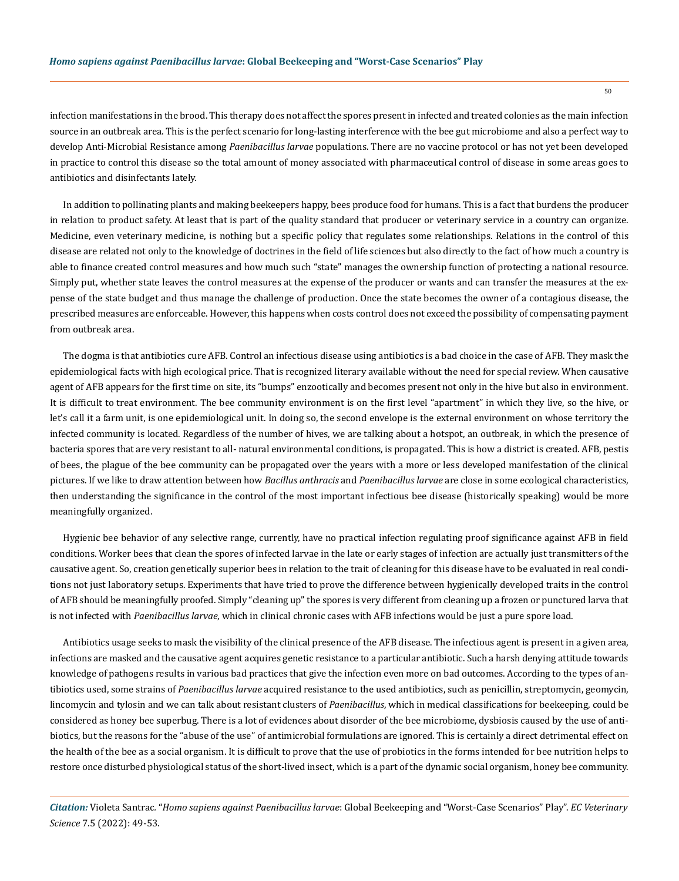infection manifestations in the brood. This therapy does not affect the spores present in infected and treated colonies as the main infection source in an outbreak area. This is the perfect scenario for long-lasting interference with the bee gut microbiome and also a perfect way to develop Anti-Microbial Resistance among *Paenibacillus larvae* populations. There are no vaccine protocol or has not yet been developed in practice to control this disease so the total amount of money associated with pharmaceutical control of disease in some areas goes to antibiotics and disinfectants lately.

In addition to pollinating plants and making beekeepers happy, bees produce food for humans. This is a fact that burdens the producer in relation to product safety. At least that is part of the quality standard that producer or veterinary service in a country can organize. Medicine, even veterinary medicine, is nothing but a specific policy that regulates some relationships. Relations in the control of this disease are related not only to the knowledge of doctrines in the field of life sciences but also directly to the fact of how much a country is able to finance created control measures and how much such "state" manages the ownership function of protecting a national resource. Simply put, whether state leaves the control measures at the expense of the producer or wants and can transfer the measures at the expense of the state budget and thus manage the challenge of production. Once the state becomes the owner of a contagious disease, the prescribed measures are enforceable. However, this happens when costs control does not exceed the possibility of compensating payment from outbreak area.

The dogma is that antibiotics cure AFB. Control an infectious disease using antibiotics is a bad choice in the case of AFB. They mask the epidemiological facts with high ecological price. That is recognized literary available without the need for special review. When causative agent of AFB appears for the first time on site, its "bumps" enzootically and becomes present not only in the hive but also in environment. It is difficult to treat environment. The bee community environment is on the first level "apartment" in which they live, so the hive, or let's call it a farm unit, is one epidemiological unit. In doing so, the second envelope is the external environment on whose territory the infected community is located. Regardless of the number of hives, we are talking about a hotspot, an outbreak, in which the presence of bacteria spores that are very resistant to all- natural environmental conditions, is propagated. This is how a district is created. AFB, pestis of bees, the plague of the bee community can be propagated over the years with a more or less developed manifestation of the clinical pictures. If we like to draw attention between how *Bacillus anthracis* and *Paenibacillus larvae* are close in some ecological characteristics, then understanding the significance in the control of the most important infectious bee disease (historically speaking) would be more meaningfully organized.

Hygienic bee behavior of any selective range, currently, have no practical infection regulating proof significance against AFB in field conditions. Worker bees that clean the spores of infected larvae in the late or early stages of infection are actually just transmitters of the causative agent. So, creation genetically superior bees in relation to the trait of cleaning for this disease have to be evaluated in real conditions not just laboratory setups. Experiments that have tried to prove the difference between hygienically developed traits in the control of AFB should be meaningfully proofed. Simply "cleaning up" the spores is very different from cleaning up a frozen or punctured larva that is not infected with *Paenibacillus larvae*, which in clinical chronic cases with AFB infections would be just a pure spore load.

Antibiotics usage seeks to mask the visibility of the clinical presence of the AFB disease. The infectious agent is present in a given area, infections are masked and the causative agent acquires genetic resistance to a particular antibiotic. Such a harsh denying attitude towards knowledge of pathogens results in various bad practices that give the infection even more on bad outcomes. According to the types of antibiotics used, some strains of *Paenibacillus larvae* acquired resistance to the used antibiotics, such as penicillin, streptomycin, geomycin, lincomycin and tylosin and we can talk about resistant clusters of *Paenibacillus*, which in medical classifications for beekeeping, could be considered as honey bee superbug. There is a lot of evidences about disorder of the bee microbiome, dysbiosis caused by the use of antibiotics, but the reasons for the "abuse of the use" of antimicrobial formulations are ignored. This is certainly a direct detrimental effect on the health of the bee as a social organism. It is difficult to prove that the use of probiotics in the forms intended for bee nutrition helps to restore once disturbed physiological status of the short-lived insect, which is a part of the dynamic social organism, honey bee community.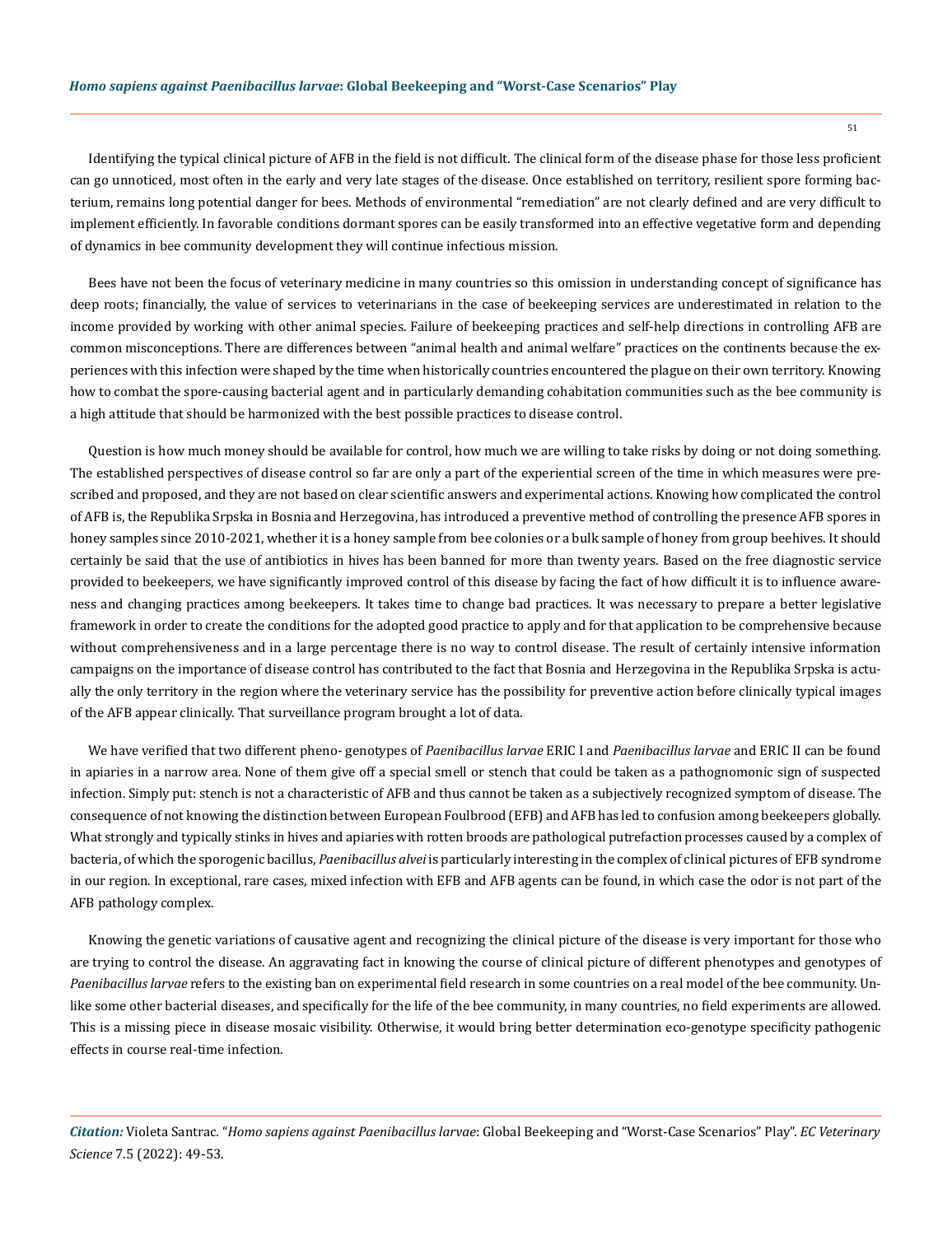Identifying the typical clinical picture of AFB in the field is not difficult. The clinical form of the disease phase for those less proficient can go unnoticed, most often in the early and very late stages of the disease. Once established on territory, resilient spore forming bacterium, remains long potential danger for bees. Methods of environmental "remediation" are not clearly defined and are very difficult to implement efficiently. In favorable conditions dormant spores can be easily transformed into an effective vegetative form and depending of dynamics in bee community development they will continue infectious mission.

Bees have not been the focus of veterinary medicine in many countries so this omission in understanding concept of significance has deep roots; financially, the value of services to veterinarians in the case of beekeeping services are underestimated in relation to the income provided by working with other animal species. Failure of beekeeping practices and self-help directions in controlling AFB are common misconceptions. There are differences between "animal health and animal welfare" practices on the continents because the experiences with this infection were shaped by the time when historically countries encountered the plague on their own territory. Knowing how to combat the spore-causing bacterial agent and in particularly demanding cohabitation communities such as the bee community is a high attitude that should be harmonized with the best possible practices to disease control.

Question is how much money should be available for control, how much we are willing to take risks by doing or not doing something. The established perspectives of disease control so far are only a part of the experiential screen of the time in which measures were prescribed and proposed, and they are not based on clear scientific answers and experimental actions. Knowing how complicated the control of AFB is, the Republika Srpska in Bosnia and Herzegovina, has introduced a preventive method of controlling the presence AFB spores in honey samples since 2010-2021, whether it is a honey sample from bee colonies or a bulk sample of honey from group beehives. It should certainly be said that the use of antibiotics in hives has been banned for more than twenty years. Based on the free diagnostic service provided to beekeepers, we have significantly improved control of this disease by facing the fact of how difficult it is to influence awareness and changing practices among beekeepers. It takes time to change bad practices. It was necessary to prepare a better legislative framework in order to create the conditions for the adopted good practice to apply and for that application to be comprehensive because without comprehensiveness and in a large percentage there is no way to control disease. The result of certainly intensive information campaigns on the importance of disease control has contributed to the fact that Bosnia and Herzegovina in the Republika Srpska is actually the only territory in the region where the veterinary service has the possibility for preventive action before clinically typical images of the AFB appear clinically. That surveillance program brought a lot of data.

We have verified that two different pheno- genotypes of *Paenibacillus larvae* ERIC I and *Paenibacillus larvae* and ERIC II can be found in apiaries in a narrow area. None of them give off a special smell or stench that could be taken as a pathognomonic sign of suspected infection. Simply put: stench is not a characteristic of AFB and thus cannot be taken as a subjectively recognized symptom of disease. The consequence of not knowing the distinction between European Foulbrood (EFB) and AFB has led to confusion among beekeepers globally. What strongly and typically stinks in hives and apiaries with rotten broods are pathological putrefaction processes caused by a complex of bacteria, of which the sporogenic bacillus, *Paenibacillus alvei* is particularly interesting in the complex of clinical pictures of EFB syndrome in our region. In exceptional, rare cases, mixed infection with EFB and AFB agents can be found, in which case the odor is not part of the AFB pathology complex.

Knowing the genetic variations of causative agent and recognizing the clinical picture of the disease is very important for those who are trying to control the disease. An aggravating fact in knowing the course of clinical picture of different phenotypes and genotypes of *Paenibacillus larvae* refers to the existing ban on experimental field research in some countries on a real model of the bee community. Unlike some other bacterial diseases, and specifically for the life of the bee community, in many countries, no field experiments are allowed. This is a missing piece in disease mosaic visibility. Otherwise, it would bring better determination eco-genotype specificity pathogenic effects in course real-time infection.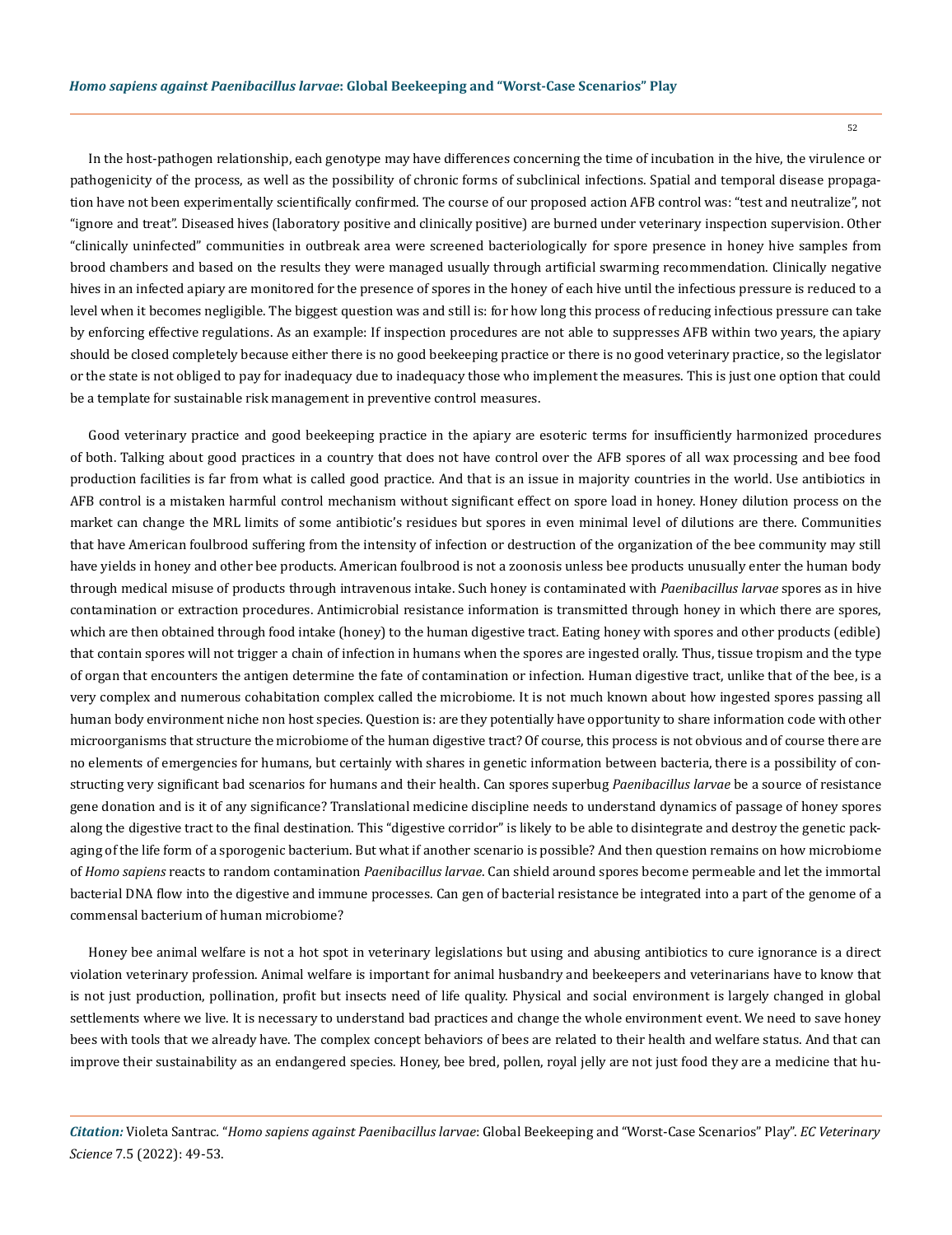In the host-pathogen relationship, each genotype may have differences concerning the time of incubation in the hive, the virulence or pathogenicity of the process, as well as the possibility of chronic forms of subclinical infections. Spatial and temporal disease propagation have not been experimentally scientifically confirmed. The course of our proposed action AFB control was: "test and neutralize", not "ignore and treat". Diseased hives (laboratory positive and clinically positive) are burned under veterinary inspection supervision. Other "clinically uninfected" communities in outbreak area were screened bacteriologically for spore presence in honey hive samples from brood chambers and based on the results they were managed usually through artificial swarming recommendation. Clinically negative hives in an infected apiary are monitored for the presence of spores in the honey of each hive until the infectious pressure is reduced to a level when it becomes negligible. The biggest question was and still is: for how long this process of reducing infectious pressure can take by enforcing effective regulations. As an example: If inspection procedures are not able to suppresses AFB within two years, the apiary should be closed completely because either there is no good beekeeping practice or there is no good veterinary practice, so the legislator or the state is not obliged to pay for inadequacy due to inadequacy those who implement the measures. This is just one option that could be a template for sustainable risk management in preventive control measures.

Good veterinary practice and good beekeeping practice in the apiary are esoteric terms for insufficiently harmonized procedures of both. Talking about good practices in a country that does not have control over the AFB spores of all wax processing and bee food production facilities is far from what is called good practice. And that is an issue in majority countries in the world. Use antibiotics in AFB control is a mistaken harmful control mechanism without significant effect on spore load in honey. Honey dilution process on the market can change the MRL limits of some antibiotic's residues but spores in even minimal level of dilutions are there. Communities that have American foulbrood suffering from the intensity of infection or destruction of the organization of the bee community may still have yields in honey and other bee products. American foulbrood is not a zoonosis unless bee products unusually enter the human body through medical misuse of products through intravenous intake. Such honey is contaminated with *Paenibacillus larvae* spores as in hive contamination or extraction procedures. Antimicrobial resistance information is transmitted through honey in which there are spores, which are then obtained through food intake (honey) to the human digestive tract. Eating honey with spores and other products (edible) that contain spores will not trigger a chain of infection in humans when the spores are ingested orally. Thus, tissue tropism and the type of organ that encounters the antigen determine the fate of contamination or infection. Human digestive tract, unlike that of the bee, is a very complex and numerous cohabitation complex called the microbiome. It is not much known about how ingested spores passing all human body environment niche non host species. Question is: are they potentially have opportunity to share information code with other microorganisms that structure the microbiome of the human digestive tract? Of course, this process is not obvious and of course there are no elements of emergencies for humans, but certainly with shares in genetic information between bacteria, there is a possibility of constructing very significant bad scenarios for humans and their health. Can spores superbug *Paenibacillus larvae* be a source of resistance gene donation and is it of any significance? Translational medicine discipline needs to understand dynamics of passage of honey spores along the digestive tract to the final destination. This "digestive corridor" is likely to be able to disintegrate and destroy the genetic packaging of the life form of a sporogenic bacterium. But what if another scenario is possible? And then question remains on how microbiome of *Homo sapiens* reacts to random contamination *Paenibacillus larvae*. Can shield around spores become permeable and let the immortal bacterial DNA flow into the digestive and immune processes. Can gen of bacterial resistance be integrated into a part of the genome of a commensal bacterium of human microbiome?

Honey bee animal welfare is not a hot spot in veterinary legislations but using and abusing antibiotics to cure ignorance is a direct violation veterinary profession. Animal welfare is important for animal husbandry and beekeepers and veterinarians have to know that is not just production, pollination, profit but insects need of life quality. Physical and social environment is largely changed in global settlements where we live. It is necessary to understand bad practices and change the whole environment event. We need to save honey bees with tools that we already have. The complex concept behaviors of bees are related to their health and welfare status. And that can improve their sustainability as an endangered species. Honey, bee bred, pollen, royal jelly are not just food they are a medicine that hu-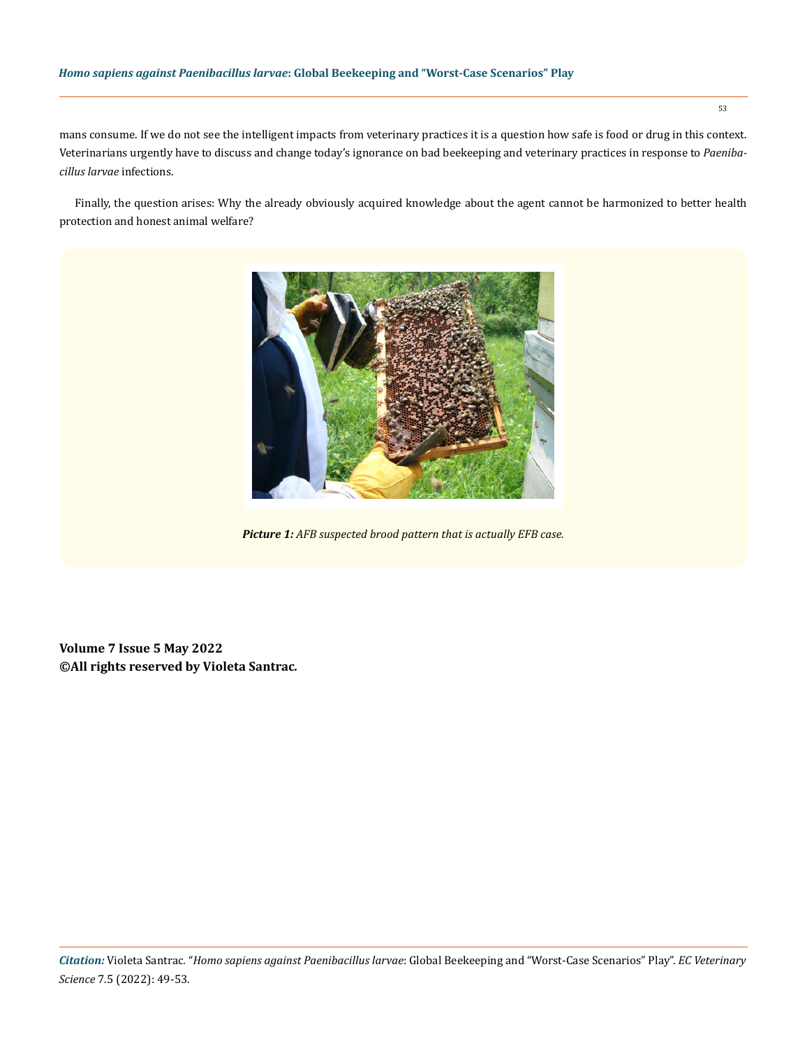mans consume. If we do not see the intelligent impacts from veterinary practices it is a question how safe is food or drug in this context. Veterinarians urgently have to discuss and change today's ignorance on bad beekeeping and veterinary practices in response to *Paenibacillus larvae* infections.

Finally, the question arises: Why the already obviously acquired knowledge about the agent cannot be harmonized to better health protection and honest animal welfare?

***Picture 1:*** *AFB suspected brood pattern that is actually EFB case.*

**Volume 7 Issue 5 May 2022**
**©All rights reserved by Violeta Santrac.**